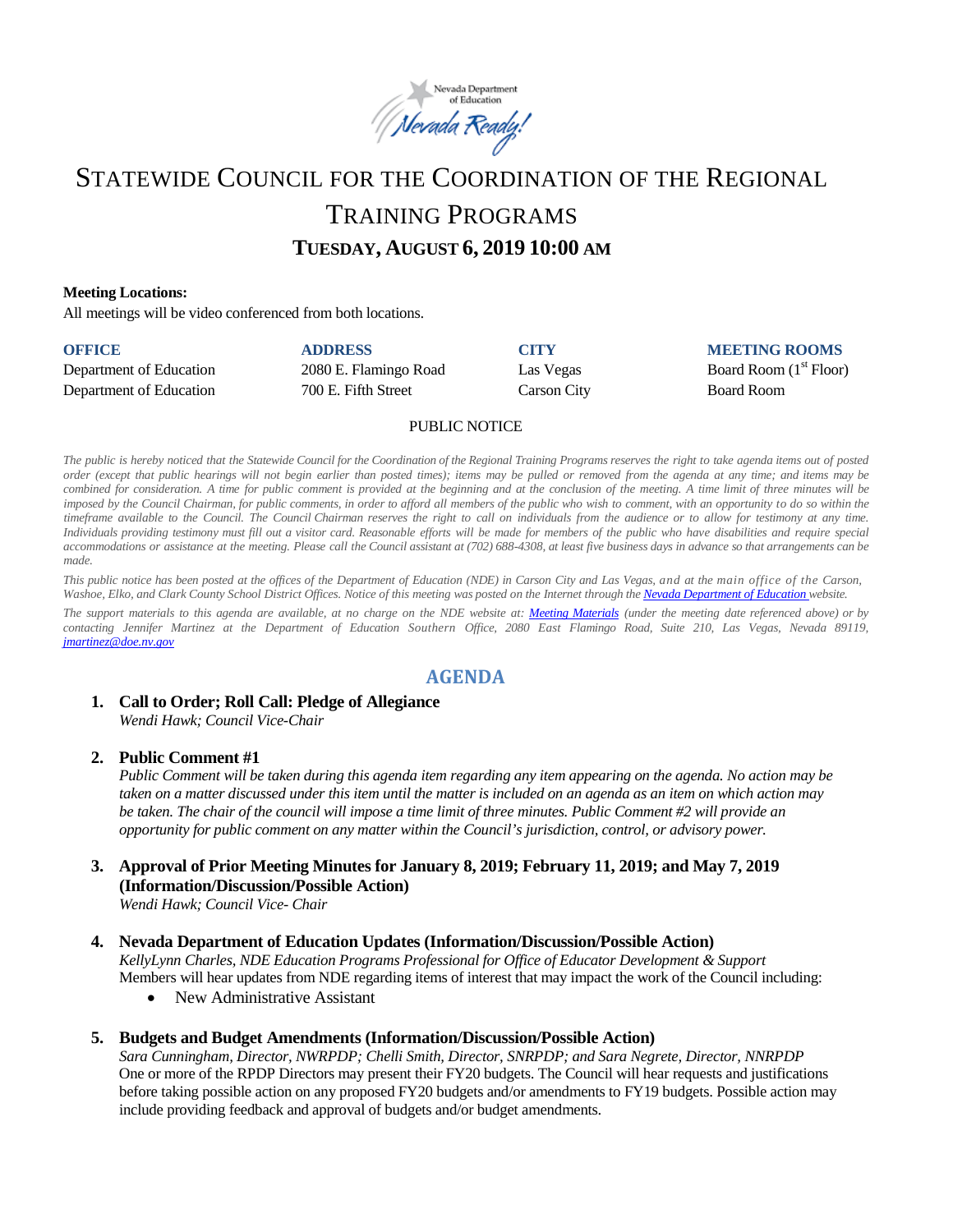# Statewide Council for the Coordination of the Regional Training Programs

## Tuesday, August 6, 2019 10:00 AM

**Meeting Locations:**

All meetings will be video conferenced from both locations.

| OFFICE | ADDRESS | CITY | MEETING ROOMS |
|---|---|---|---|
| Department of Education | 2080 E. Flamingo Road | Las Vegas | Board Room (1st Floor) |
| Department of Education | 700 E. Fifth Street | Carson City | Board Room |

PUBLIC NOTICE

*The public is hereby noticed that the Statewide Council for the Coordination of the Regional Training Programs reserves the right to take agenda items out of posted order (except that public hearings will not begin earlier than posted times); items may be pulled or removed from the agenda at any time; and items may be combined for consideration. A time for public comment is provided at the beginning and at the conclusion of the meeting. A time limit of three minutes will be imposed by the Council Chairman, for public comments, in order to afford all members of the public who wish to comment, with an opportunity to do so within the timeframe available to the Council. The Council Chairman reserves the right to call on individuals from the audience or to allow for testimony at any time. Individuals providing testimony must fill out a visitor card. Reasonable efforts will be made for members of the public who have disabilities and require special accommodations or assistance at the meeting. Please call the Council assistant at (702) 688-4308, at least five business days in advance so that arrangements can be made.*

*This public notice has been posted at the offices of the Department of Education (NDE) in Carson City and Las Vegas, and at the main office of the Carson, Washoe, Elko, and Clark County School District Offices. Notice of this meeting was posted on the Internet through the [Nevada Department of Education]() website.*

*The support materials to this agenda are available, at no charge on the NDE website at: [Meeting Materials]() (under the meeting date referenced above) or by contacting Jennifer Martinez at the Department of Education Southern Office, 2080 East Flamingo Road, Suite 210, Las Vegas, Nevada 89119, [jmartinez@doe.nv.gov]()*

## AGENDA

1. **Call to Order; Roll Call: Pledge of Allegiance**
   *Wendi Hawk; Council Vice-Chair*

2. **Public Comment #1**
   *Public Comment will be taken during this agenda item regarding any item appearing on the agenda. No action may be taken on a matter discussed under this item until the matter is included on an agenda as an item on which action may be taken. The chair of the council will impose a time limit of three minutes. Public Comment #2 will provide an opportunity for public comment on any matter within the Council's jurisdiction, control, or advisory power.*

3. **Approval of Prior Meeting Minutes for January 8, 2019; February 11, 2019; and May 7, 2019 (Information/Discussion/Possible Action)**
   *Wendi Hawk; Council Vice- Chair*

4. **Nevada Department of Education Updates (Information/Discussion/Possible Action)**
   *KellyLynn Charles, NDE Education Programs Professional for Office of Educator Development & Support*
   Members will hear updates from NDE regarding items of interest that may impact the work of the Council including:
   - New Administrative Assistant

5. **Budgets and Budget Amendments (Information/Discussion/Possible Action)**
   *Sara Cunningham, Director, NWRPDP; Chelli Smith, Director, SNRPDP; and Sara Negrete, Director, NNRPDP*
   One or more of the RPDP Directors may present their FY20 budgets. The Council will hear requests and justifications before taking possible action on any proposed FY20 budgets and/or amendments to FY19 budgets. Possible action may include providing feedback and approval of budgets and/or budget amendments.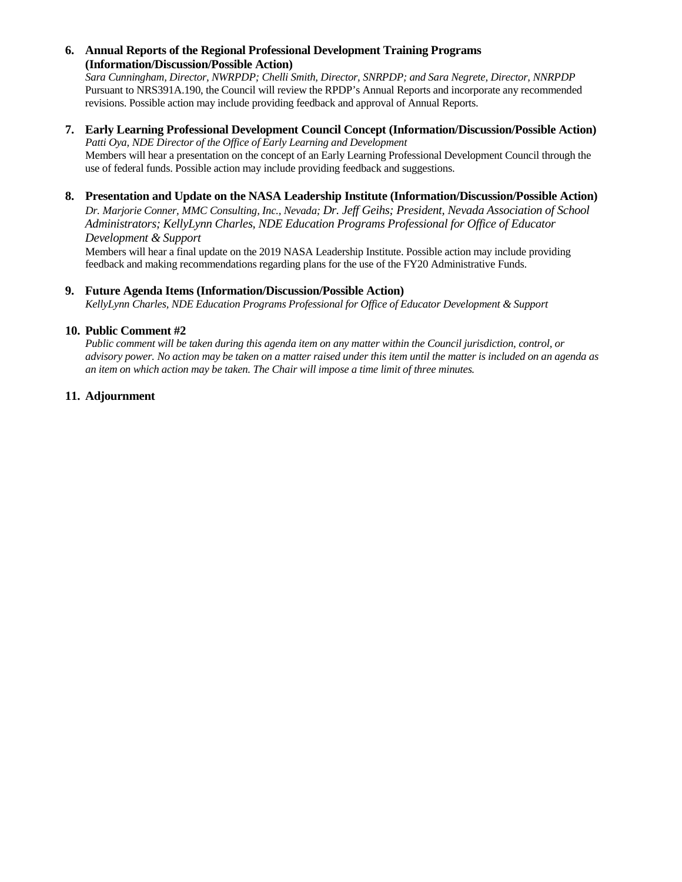6. **Annual Reports of the Regional Professional Development Training Programs (Information/Discussion/Possible Action)**
   *Sara Cunningham, Director, NWRPDP; Chelli Smith, Director, SNRPDP; and Sara Negrete, Director, NNRPDP*
   Pursuant to NRS391A.190, the Council will review the RPDP's Annual Reports and incorporate any recommended revisions. Possible action may include providing feedback and approval of Annual Reports.

7. **Early Learning Professional Development Council Concept (Information/Discussion/Possible Action)**
   *Patti Oya, NDE Director of the Office of Early Learning and Development*
   Members will hear a presentation on the concept of an Early Learning Professional Development Council through the use of federal funds. Possible action may include providing feedback and suggestions.

8. **Presentation and Update on the NASA Leadership Institute (Information/Discussion/Possible Action)**
   *Dr. Marjorie Conner, MMC Consulting, Inc., Nevada; Dr. Jeff Geihs; President, Nevada Association of School Administrators; KellyLynn Charles, NDE Education Programs Professional for Office of Educator Development & Support*
   Members will hear a final update on the 2019 NASA Leadership Institute. Possible action may include providing feedback and making recommendations regarding plans for the use of the FY20 Administrative Funds.

9. **Future Agenda Items (Information/Discussion/Possible Action)**
   *KellyLynn Charles, NDE Education Programs Professional for Office of Educator Development & Support*

10. **Public Comment #2**
    *Public comment will be taken during this agenda item on any matter within the Council jurisdiction, control, or advisory power. No action may be taken on a matter raised under this item until the matter is included on an agenda as an item on which action may be taken. The Chair will impose a time limit of three minutes.*

11. **Adjournment**